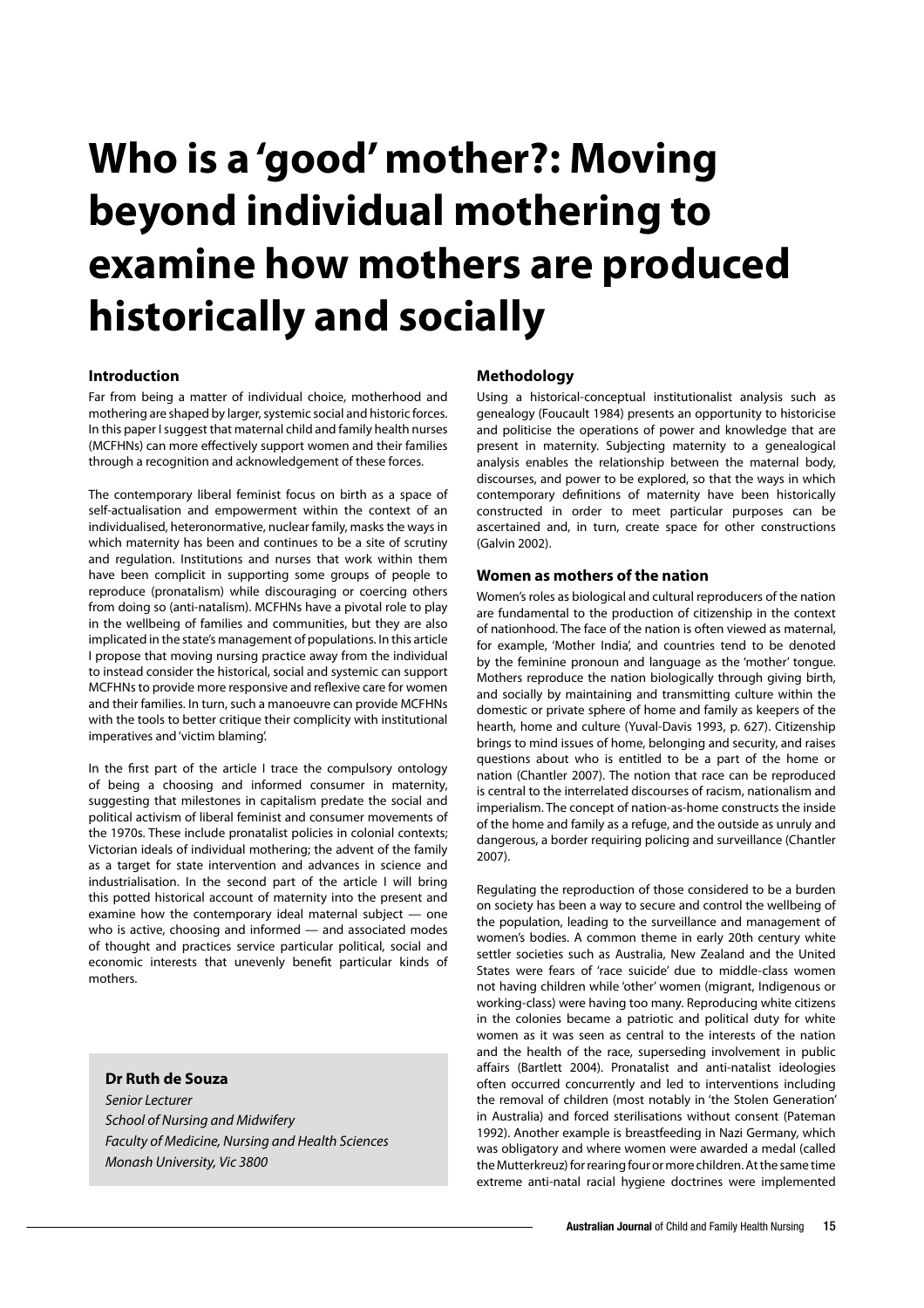# Who is a 'good' mother?: Moving beyond individual mothering to examine how mothers are produced historically and socially

## Introduction

Far from being a matter of individual choice, motherhood and mothering are shaped by larger, systemic social and historic forces. In this paper I suggest that maternal child and family health nurses (MCFHNs) can more effectively support women and their families through a recognition and acknowledgement of these forces.

The contemporary liberal feminist focus on birth as a space of self-actualisation and empowerment within the context of an individualised, heteronormative, nuclear family, masks the ways in which maternity has been and continues to be a site of scrutiny and regulation. Institutions and nurses that work within them have been complicit in supporting some groups of people to reproduce (pronatalism) while discouraging or coercing others from doing so (anti-natalism). MCFHNs have a pivotal role to play in the wellbeing of families and communities, but they are also implicated in the state's management of populations. In this article I propose that moving nursing practice away from the individual to instead consider the historical, social and systemic can support MCFHNs to provide more responsive and reflexive care for women and their families. In turn, such a manoeuvre can provide MCFHNs with the tools to better critique their complicity with institutional imperatives and 'victim blaming'.

In the first part of the article I trace the compulsory ontology of being a choosing and informed consumer in maternity, suggesting that milestones in capitalism predate the social and political activism of liberal feminist and consumer movements of the 1970s. These include pronatalist policies in colonial contexts; Victorian ideals of individual mothering; the advent of the family as a target for state intervention and advances in science and industrialisation. In the second part of the article I will bring this potted historical account of maternity into the present and examine how the contemporary ideal maternal subject — one who is active, choosing and informed — and associated modes of thought and practices service particular political, social and economic interests that unevenly benefit particular kinds of mothers.

**Dr Ruth de Souza**
*Senior Lecturer*
*School of Nursing and Midwifery*
*Faculty of Medicine, Nursing and Health Sciences*
*Monash University, Vic 3800*

## Methodology

Using a historical-conceptual institutionalist analysis such as genealogy (Foucault 1984) presents an opportunity to historicise and politicise the operations of power and knowledge that are present in maternity. Subjecting maternity to a genealogical analysis enables the relationship between the maternal body, discourses, and power to be explored, so that the ways in which contemporary definitions of maternity have been historically constructed in order to meet particular purposes can be ascertained and, in turn, create space for other constructions (Galvin 2002).

## Women as mothers of the nation

Women's roles as biological and cultural reproducers of the nation are fundamental to the production of citizenship in the context of nationhood. The face of the nation is often viewed as maternal, for example, 'Mother India', and countries tend to be denoted by the feminine pronoun and language as the 'mother' tongue. Mothers reproduce the nation biologically through giving birth, and socially by maintaining and transmitting culture within the domestic or private sphere of home and family as keepers of the hearth, home and culture (Yuval-Davis 1993, p. 627). Citizenship brings to mind issues of home, belonging and security, and raises questions about who is entitled to be a part of the home or nation (Chantler 2007). The notion that race can be reproduced is central to the interrelated discourses of racism, nationalism and imperialism. The concept of nation-as-home constructs the inside of the home and family as a refuge, and the outside as unruly and dangerous, a border requiring policing and surveillance (Chantler 2007).

Regulating the reproduction of those considered to be a burden on society has been a way to secure and control the wellbeing of the population, leading to the surveillance and management of women's bodies. A common theme in early 20th century white settler societies such as Australia, New Zealand and the United States were fears of 'race suicide' due to middle-class women not having children while 'other' women (migrant, Indigenous or working-class) were having too many. Reproducing white citizens in the colonies became a patriotic and political duty for white women as it was seen as central to the interests of the nation and the health of the race, superseding involvement in public affairs (Bartlett 2004). Pronatalist and anti-natalist ideologies often occurred concurrently and led to interventions including the removal of children (most notably in 'the Stolen Generation' in Australia) and forced sterilisations without consent (Pateman 1992). Another example is breastfeeding in Nazi Germany, which was obligatory and where women were awarded a medal (called the Mutterkreuz) for rearing four or more children. At the same time extreme anti-natal racial hygiene doctrines were implemented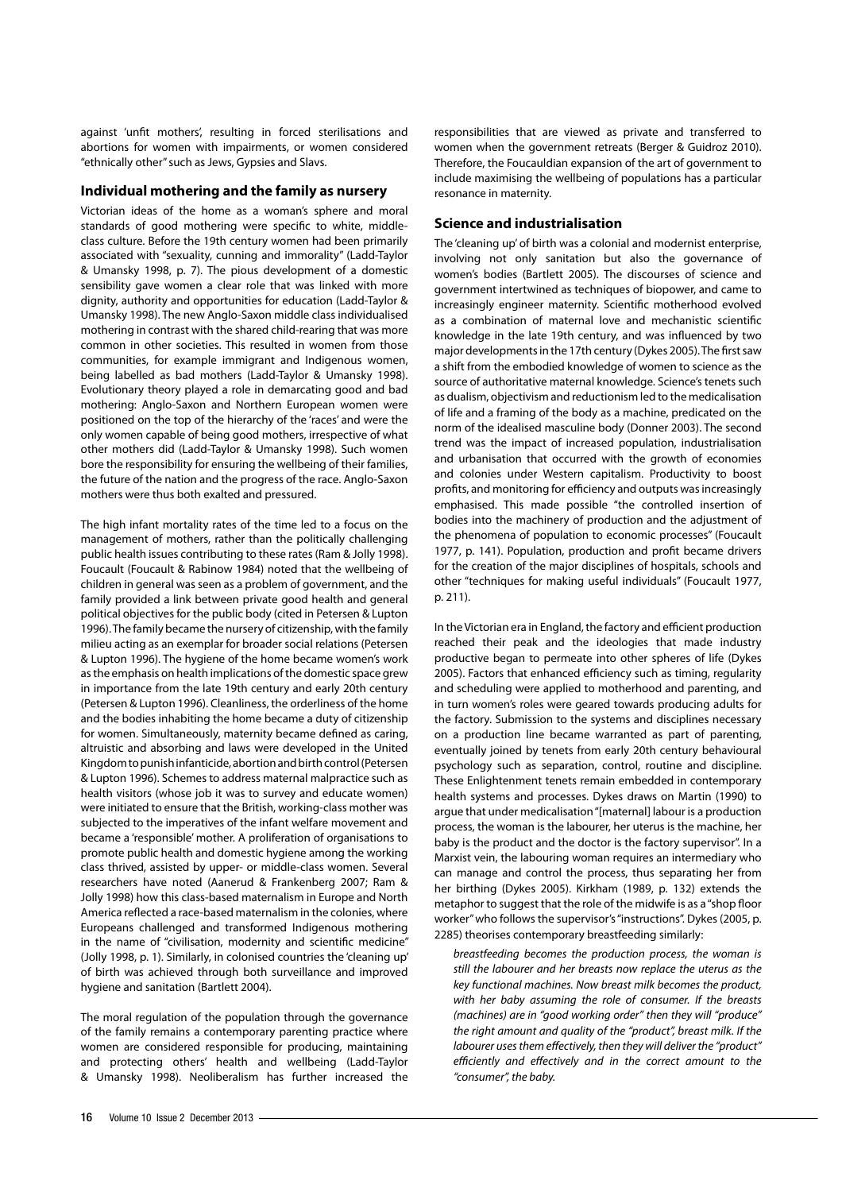against 'unfit mothers', resulting in forced sterilisations and abortions for women with impairments, or women considered "ethnically other" such as Jews, Gypsies and Slavs.

### Individual mothering and the family as nursery

Victorian ideas of the home as a woman's sphere and moral standards of good mothering were specific to white, middle-class culture. Before the 19th century women had been primarily associated with "sexuality, cunning and immorality" (Ladd-Taylor & Umansky 1998, p. 7). The pious development of a domestic sensibility gave women a clear role that was linked with more dignity, authority and opportunities for education (Ladd-Taylor & Umansky 1998). The new Anglo-Saxon middle class individualised mothering in contrast with the shared child-rearing that was more common in other societies. This resulted in women from those communities, for example immigrant and Indigenous women, being labelled as bad mothers (Ladd-Taylor & Umansky 1998). Evolutionary theory played a role in demarcating good and bad mothering: Anglo-Saxon and Northern European women were positioned on the top of the hierarchy of the 'races' and were the only women capable of being good mothers, irrespective of what other mothers did (Ladd-Taylor & Umansky 1998). Such women bore the responsibility for ensuring the wellbeing of their families, the future of the nation and the progress of the race. Anglo-Saxon mothers were thus both exalted and pressured.

The high infant mortality rates of the time led to a focus on the management of mothers, rather than the politically challenging public health issues contributing to these rates (Ram & Jolly 1998). Foucault (Foucault & Rabinow 1984) noted that the wellbeing of children in general was seen as a problem of government, and the family provided a link between private good health and general political objectives for the public body (cited in Petersen & Lupton 1996). The family became the nursery of citizenship, with the family milieu acting as an exemplar for broader social relations (Petersen & Lupton 1996). The hygiene of the home became women's work as the emphasis on health implications of the domestic space grew in importance from the late 19th century and early 20th century (Petersen & Lupton 1996). Cleanliness, the orderliness of the home and the bodies inhabiting the home became a duty of citizenship for women. Simultaneously, maternity became defined as caring, altruistic and absorbing and laws were developed in the United Kingdom to punish infanticide, abortion and birth control (Petersen & Lupton 1996). Schemes to address maternal malpractice such as health visitors (whose job it was to survey and educate women) were initiated to ensure that the British, working-class mother was subjected to the imperatives of the infant welfare movement and became a 'responsible' mother. A proliferation of organisations to promote public health and domestic hygiene among the working class thrived, assisted by upper- or middle-class women. Several researchers have noted (Aanerud & Frankenberg 2007; Ram & Jolly 1998) how this class-based maternalism in Europe and North America reflected a race-based maternalism in the colonies, where Europeans challenged and transformed Indigenous mothering in the name of "civilisation, modernity and scientific medicine" (Jolly 1998, p. 1). Similarly, in colonised countries the 'cleaning up' of birth was achieved through both surveillance and improved hygiene and sanitation (Bartlett 2004).

The moral regulation of the population through the governance of the family remains a contemporary parenting practice where women are considered responsible for producing, maintaining and protecting others' health and wellbeing (Ladd-Taylor & Umansky 1998). Neoliberalism has further increased the responsibilities that are viewed as private and transferred to women when the government retreats (Berger & Guidroz 2010). Therefore, the Foucauldian expansion of the art of government to include maximising the wellbeing of populations has a particular resonance in maternity.

### Science and industrialisation

The 'cleaning up' of birth was a colonial and modernist enterprise, involving not only sanitation but also the governance of women's bodies (Bartlett 2005). The discourses of science and government intertwined as techniques of biopower, and came to increasingly engineer maternity. Scientific motherhood evolved as a combination of maternal love and mechanistic scientific knowledge in the late 19th century, and was influenced by two major developments in the 17th century (Dykes 2005). The first saw a shift from the embodied knowledge of women to science as the source of authoritative maternal knowledge. Science's tenets such as dualism, objectivism and reductionism led to the medicalisation of life and a framing of the body as a machine, predicated on the norm of the idealised masculine body (Donner 2003). The second trend was the impact of increased population, industrialisation and urbanisation that occurred with the growth of economies and colonies under Western capitalism. Productivity to boost profits, and monitoring for efficiency and outputs was increasingly emphasised. This made possible "the controlled insertion of bodies into the machinery of production and the adjustment of the phenomena of population to economic processes" (Foucault 1977, p. 141). Population, production and profit became drivers for the creation of the major disciplines of hospitals, schools and other "techniques for making useful individuals" (Foucault 1977, p. 211).

In the Victorian era in England, the factory and efficient production reached their peak and the ideologies that made industry productive began to permeate into other spheres of life (Dykes 2005). Factors that enhanced efficiency such as timing, regularity and scheduling were applied to motherhood and parenting, and in turn women's roles were geared towards producing adults for the factory. Submission to the systems and disciplines necessary on a production line became warranted as part of parenting, eventually joined by tenets from early 20th century behavioural psychology such as separation, control, routine and discipline. These Enlightenment tenets remain embedded in contemporary health systems and processes. Dykes draws on Martin (1990) to argue that under medicalisation "[maternal] labour is a production process, the woman is the labourer, her uterus is the machine, her baby is the product and the doctor is the factory supervisor". In a Marxist vein, the labouring woman requires an intermediary who can manage and control the process, thus separating her from her birthing (Dykes 2005). Kirkham (1989, p. 132) extends the metaphor to suggest that the role of the midwife is as a "shop floor worker" who follows the supervisor's "instructions". Dykes (2005, p. 2285) theorises contemporary breastfeeding similarly:

> *breastfeeding becomes the production process, the woman is still the labourer and her breasts now replace the uterus as the key functional machines. Now breast milk becomes the product, with her baby assuming the role of consumer. If the breasts (machines) are in "good working order" then they will "produce" the right amount and quality of the "product", breast milk. If the labourer uses them effectively, then they will deliver the "product" efficiently and effectively and in the correct amount to the "consumer", the baby.*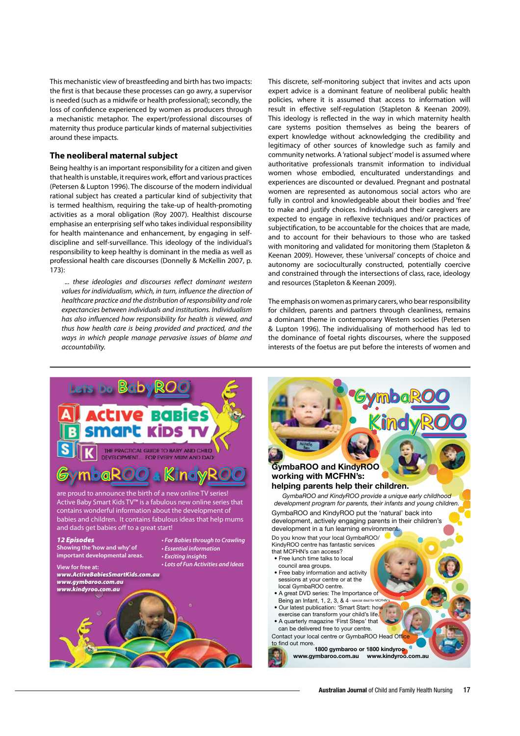This mechanistic view of breastfeeding and birth has two impacts: the first is that because these processes can go awry, a supervisor is needed (such as a midwife or health professional); secondly, the loss of confidence experienced by women as producers through a mechanistic metaphor. The expert/professional discourses of maternity thus produce particular kinds of maternal subjectivities around these impacts.

## The neoliberal maternal subject

Being healthy is an important responsibility for a citizen and given that health is unstable, it requires work, effort and various practices (Petersen & Lupton 1996). The discourse of the modern individual rational subject has created a particular kind of subjectivity that is termed healthism, requiring the take-up of health-promoting activities as a moral obligation (Roy 2007). Healthist discourse emphasise an enterprising self who takes individual responsibility for health maintenance and enhancement, by engaging in self-discipline and self-surveillance. This ideology of the individual's responsibility to keep healthy is dominant in the media as well as professional health care discourses (Donnelly & McKellin 2007, p. 173):

> *... these ideologies and discourses reflect dominant western values for individualism, which, in turn, influence the direction of healthcare practice and the distribution of responsibility and role expectancies between individuals and institutions. Individualism has also influenced how responsibility for health is viewed, and thus how health care is being provided and practiced, and the ways in which people manage pervasive issues of blame and accountability.*

This discrete, self-monitoring subject that invites and acts upon expert advice is a dominant feature of neoliberal public health policies, where it is assumed that access to information will result in effective self-regulation (Stapleton & Keenan 2009). This ideology is reflected in the way in which maternity health care systems position themselves as being the bearers of expert knowledge without acknowledging the credibility and legitimacy of other sources of knowledge such as family and community networks. A 'rational subject' model is assumed where authoritative professionals transmit information to individual women whose embodied, enculturated understandings and experiences are discounted or devalued. Pregnant and postnatal women are represented as autonomous social actors who are fully in control and knowledgeable about their bodies and 'free' to make and justify choices. Individuals and their caregivers are expected to engage in reflexive techniques and/or practices of subjectification, to be accountable for the choices that are made, and to account for their behaviours to those who are tasked with monitoring and validated for monitoring them (Stapleton & Keenan 2009). However, these 'universal' concepts of choice and autonomy are socioculturally constructed, potentially coercive and constrained through the intersections of class, race, ideology and resources (Stapleton & Keenan 2009).

The emphasis on women as primary carers, who bear responsibility for children, parents and partners through cleanliness, remains a dominant theme in contemporary Western societies (Petersen & Lupton 1996). The individualising of motherhood has led to the dominance of foetal rights discourses, where the supposed interests of the foetus are put before the interests of women and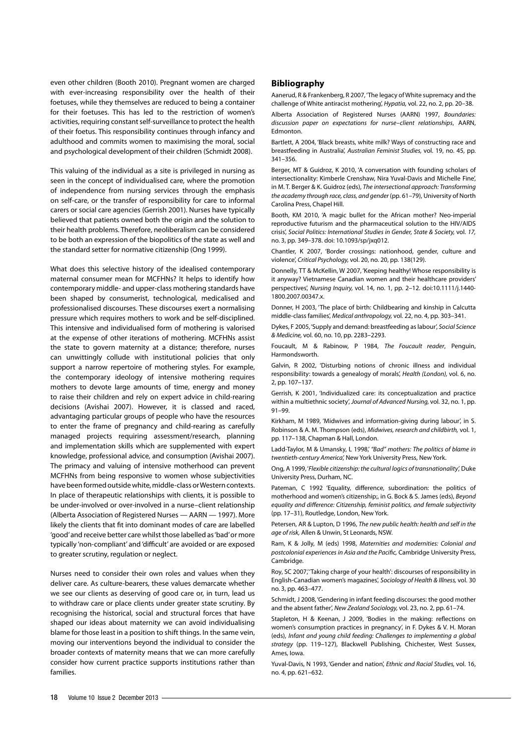even other children (Booth 2010). Pregnant women are charged with ever-increasing responsibility over the health of their foetuses, while they themselves are reduced to being a container for their foetuses. This has led to the restriction of women's activities, requiring constant self-surveillance to protect the health of their foetus. This responsibility continues through infancy and adulthood and commits women to maximising the moral, social and psychological development of their children (Schmidt 2008).

This valuing of the individual as a site is privileged in nursing as seen in the concept of individualised care, where the promotion of independence from nursing services through the emphasis on self-care, or the transfer of responsibility for care to informal carers or social care agencies (Gerrish 2001). Nurses have typically believed that patients owned both the origin and the solution to their health problems. Therefore, neoliberalism can be considered to be both an expression of the biopolitics of the state as well and the standard setter for normative citizenship (Ong 1999).

What does this selective history of the idealised contemporary maternal consumer mean for MCFHNs? It helps to identify how contemporary middle- and upper-class mothering standards have been shaped by consumerist, technological, medicalised and professionalised discourses. These discourses exert a normalising pressure which requires mothers to work and be self-disciplined. This intensive and individualised form of mothering is valorised at the expense of other iterations of mothering. MCFHNs assist the state to govern maternity at a distance; therefore, nurses can unwittingly collude with institutional policies that only support a narrow repertoire of mothering styles. For example, the contemporary ideology of intensive mothering requires mothers to devote large amounts of time, energy and money to raise their children and rely on expert advice in child-rearing decisions (Avishai 2007). However, it is classed and raced, advantaging particular groups of people who have the resources to enter the frame of pregnancy and child-rearing as carefully managed projects requiring assessment/research, planning and implementation skills which are supplemented with expert knowledge, professional advice, and consumption (Avishai 2007). The primacy and valuing of intensive motherhood can prevent MCFHNs from being responsive to women whose subjectivities have been formed outside white, middle-class or Western contexts. In place of therapeutic relationships with clients, it is possible to be under-involved or over-involved in a nurse–client relationship (Alberta Association of Registered Nurses — AARN — 1997). More likely the clients that fit into dominant modes of care are labelled 'good' and receive better care whilst those labelled as 'bad' or more typically 'non-compliant' and 'difficult' are avoided or are exposed to greater scrutiny, regulation or neglect.

Nurses need to consider their own roles and values when they deliver care. As culture-bearers, these values demarcate whether we see our clients as deserving of good care or, in turn, lead us to withdraw care or place clients under greater state scrutiny. By recognising the historical, social and structural forces that have shaped our ideas about maternity we can avoid individualising blame for those least in a position to shift things. In the same vein, moving our interventions beyond the individual to consider the broader contexts of maternity means that we can more carefully consider how current practice supports institutions rather than families.

## Bibliography

Aanerud, R & Frankenberg, R 2007, 'The legacy of White supremacy and the challenge of White antiracist mothering', *Hypatia*, vol. 22, no. 2, pp. 20–38.

Alberta Association of Registered Nurses (AARN) 1997, *Boundaries: discussion paper on expectations for nurse–client relationships*, AARN, Edmonton.

Bartlett, A 2004, 'Black breasts, white milk? Ways of constructing race and breastfeeding in Australia', *Australian Feminist Studies*, vol. 19, no. 45, pp. 341–356.

Berger, MT & Guidroz, K 2010, 'A conversation with founding scholars of intersectionality: Kimberle Crenshaw, Nira Yuval-Davis and Michelle Fine', in M. T. Berger & K. Guidroz (eds), *The intersectional approach: Transforming the academy through race, class, and gender* (pp. 61–79), University of North Carolina Press, Chapel Hill.

Booth, KM 2010, 'A magic bullet for the African mother? Neo-imperial reproductive futurism and the pharmaceutical solution to the HIV/AIDS crisis', *Social Politics: International Studies in Gender, State & Society*, vol. *17*, no. 3, pp. 349–378. doi: 10.1093/sp/jxq012.

Chantler, K 2007, 'Border crossings: nationhood, gender, culture and violence', *Critical Psychology*, vol. 20, no. 20, pp. 138(129).

Donnelly, TT & McKellin, W 2007, 'Keeping healthy! Whose responsibility is it anyway? Vietnamese Canadian women and their healthcare providers' perspectives', *Nursing Inquiry*, vol. 14, no. 1, pp. 2–12. doi:10.1111/j.1440-1800.2007.00347.x.

Donner, H 2003, 'The place of birth: Childbearing and kinship in Calcutta middle-class families', *Medical anthropology*, vol. 22, no. 4, pp. 303–341.

Dykes, F 2005, 'Supply and demand: breastfeeding as labour', *Social Science & Medicine*, vol. 60, no. 10, pp. 2283–2293.

Foucault, M & Rabinow, P 1984, *The Foucault reader*, Penguin, Harmondsworth.

Galvin, R 2002, 'Disturbing notions of chronic illness and individual responsibility: towards a genealogy of morals', *Health (London)*, vol. 6, no. 2, pp. 107–137.

Gerrish, K 2001, 'Individualized care: its conceptualization and practice within a multiethnic society', *Journal of Advanced Nursing*, vol. 32, no. 1, pp. 91–99.

Kirkham, M 1989, 'Midwives and information-giving during labour', in S. Robinson & A. M. Thompson (eds), *Midwives, research and childbirth*, vol. 1, pp. 117–138, Chapman & Hall, London.

Ladd-Taylor, M & Umansky, L 1998, *"Bad" mothers: The politics of blame in twentieth-century America*, New York University Press, New York.

Ong, A 1999, '*Flexible citizenship: the cultural logics of transnationality*', Duke University Press, Durham, NC.

Pateman, C 1992 'Equality, difference, subordination: the politics of motherhood and women's citizenship;, in G. Bock & S. James (eds), *Beyond equality and difference: Citizenship, feminist politics, and female subjectivity* (pp. 17–31), Routledge, London, New York.

Petersen, AR & Lupton, D 1996, *The new public health: health and self in the age of risk*, Allen & Unwin, St Leonards, NSW.

Ram, K & Jolly, M (eds) 1998, *Maternities and modernities: Colonial and postcolonial experiences in Asia and the Pacific*, Cambridge University Press, Cambridge.

Roy, SC 2007, 'Taking charge of your health': discourses of responsibility in English-Canadian women's magazines', *Sociology of Health & Illness*, vol. 30 no. 3, pp. 463–477.

Schmidt, J 2008, 'Gendering in infant feeding discourses: the good mother and the absent father', *New Zealand Sociology*, vol. 23, no. 2, pp. 61–74.

Stapleton, H & Keenan, J 2009, 'Bodies in the making: reflections on women's consumption practices in pregnancy', in F. Dykes & V. H. Moran (eds), *Infant and young child feeding: Challenges to implementing a global strategy* (pp. 119–127), Blackwell Publishing, Chichester, West Sussex, Ames, Iowa.

Yuval-Davis, N 1993, 'Gender and nation', *Ethnic and Racial Studies*, vol. 16, no. 4, pp. 621–632.